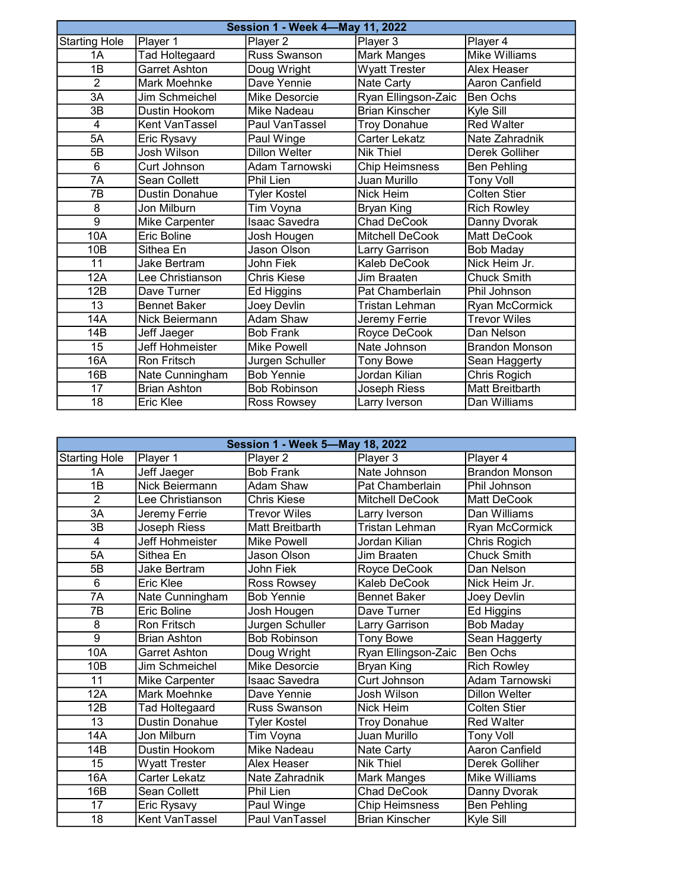| Session 1 - Week 4—May 11, 2022 | | | | |
|---|---|---|---|---|
| Starting Hole | Player 1 | Player 2 | Player 3 | Player 4 |
| 1A | Tad Holtegaard | Russ Swanson | Mark Manges | Mike Williams |
| 1B | Garret Ashton | Doug Wright | Wyatt Trester | Alex Heaser |
| 2 | Mark Moehnke | Dave Yennie | Nate Carty | Aaron Canfield |
| 3A | Jim Schmeichel | Mike Desorcie | Ryan Ellingson-Zaic | Ben Ochs |
| 3B | Dustin Hookom | Mike Nadeau | Brian Kinscher | Kyle Sill |
| 4 | Kent VanTassel | Paul VanTassel | Troy Donahue | Red Walter |
| 5A | Eric Rysavy | Paul Winge | Carter Lekatz | Nate Zahradnik |
| 5B | Josh Wilson | Dillon Welter | Nik Thiel | Derek Golliher |
| 6 | Curt Johnson | Adam Tarnowski | Chip Heimsness | Ben Pehling |
| 7A | Sean Collett | Phil Lien | Juan Murillo | Tony Voll |
| 7B | Dustin Donahue | Tyler Kostel | Nick Heim | Colten Stier |
| 8 | Jon Milburn | Tim Voyna | Bryan King | Rich Rowley |
| 9 | Mike Carpenter | Isaac Savedra | Chad DeCook | Danny Dvorak |
| 10A | Eric Boline | Josh Hougen | Mitchell DeCook | Matt DeCook |
| 10B | Sithea En | Jason Olson | Larry Garrison | Bob Maday |
| 11 | Jake Bertram | John Fiek | Kaleb DeCook | Nick Heim Jr. |
| 12A | Lee Christianson | Chris Kiese | Jim Braaten | Chuck Smith |
| 12B | Dave Turner | Ed Higgins | Pat Chamberlain | Phil Johnson |
| 13 | Bennet Baker | Joey Devlin | Tristan Lehman | Ryan McCormick |
| 14A | Nick Beiermann | Adam Shaw | Jeremy Ferrie | Trevor Wiles |
| 14B | Jeff Jaeger | Bob Frank | Royce DeCook | Dan Nelson |
| 15 | Jeff Hohmeister | Mike Powell | Nate Johnson | Brandon Monson |
| 16A | Ron Fritsch | Jurgen Schuller | Tony Bowe | Sean Haggerty |
| 16B | Nate Cunningham | Bob Yennie | Jordan Kilian | Chris Rogich |
| 17 | Brian Ashton | Bob Robinson | Joseph Riess | Matt Breitbarth |
| 18 | Eric Klee | Ross Rowsey | Larry Iverson | Dan Williams |

| Session 1 - Week 5—May 18, 2022 | | | | |
|---|---|---|---|---|
| Starting Hole | Player 1 | Player 2 | Player 3 | Player 4 |
| 1A | Jeff Jaeger | Bob Frank | Nate Johnson | Brandon Monson |
| 1B | Nick Beiermann | Adam Shaw | Pat Chamberlain | Phil Johnson |
| 2 | Lee Christianson | Chris Kiese | Mitchell DeCook | Matt DeCook |
| 3A | Jeremy Ferrie | Trevor Wiles | Larry Iverson | Dan Williams |
| 3B | Joseph Riess | Matt Breitbarth | Tristan Lehman | Ryan McCormick |
| 4 | Jeff Hohmeister | Mike Powell | Jordan Kilian | Chris Rogich |
| 5A | Sithea En | Jason Olson | Jim Braaten | Chuck Smith |
| 5B | Jake Bertram | John Fiek | Royce DeCook | Dan Nelson |
| 6 | Eric Klee | Ross Rowsey | Kaleb DeCook | Nick Heim Jr. |
| 7A | Nate Cunningham | Bob Yennie | Bennet Baker | Joey Devlin |
| 7B | Eric Boline | Josh Hougen | Dave Turner | Ed Higgins |
| 8 | Ron Fritsch | Jurgen Schuller | Larry Garrison | Bob Maday |
| 9 | Brian Ashton | Bob Robinson | Tony Bowe | Sean Haggerty |
| 10A | Garret Ashton | Doug Wright | Ryan Ellingson-Zaic | Ben Ochs |
| 10B | Jim Schmeichel | Mike Desorcie | Bryan King | Rich Rowley |
| 11 | Mike Carpenter | Isaac Savedra | Curt Johnson | Adam Tarnowski |
| 12A | Mark Moehnke | Dave Yennie | Josh Wilson | Dillon Welter |
| 12B | Tad Holtegaard | Russ Swanson | Nick Heim | Colten Stier |
| 13 | Dustin Donahue | Tyler Kostel | Troy Donahue | Red Walter |
| 14A | Jon Milburn | Tim Voyna | Juan Murillo | Tony Voll |
| 14B | Dustin Hookom | Mike Nadeau | Nate Carty | Aaron Canfield |
| 15 | Wyatt Trester | Alex Heaser | Nik Thiel | Derek Golliher |
| 16A | Carter Lekatz | Nate Zahradnik | Mark Manges | Mike Williams |
| 16B | Sean Collett | Phil Lien | Chad DeCook | Danny Dvorak |
| 17 | Eric Rysavy | Paul Winge | Chip Heimsness | Ben Pehling |
| 18 | Kent VanTassel | Paul VanTassel | Brian Kinscher | Kyle Sill |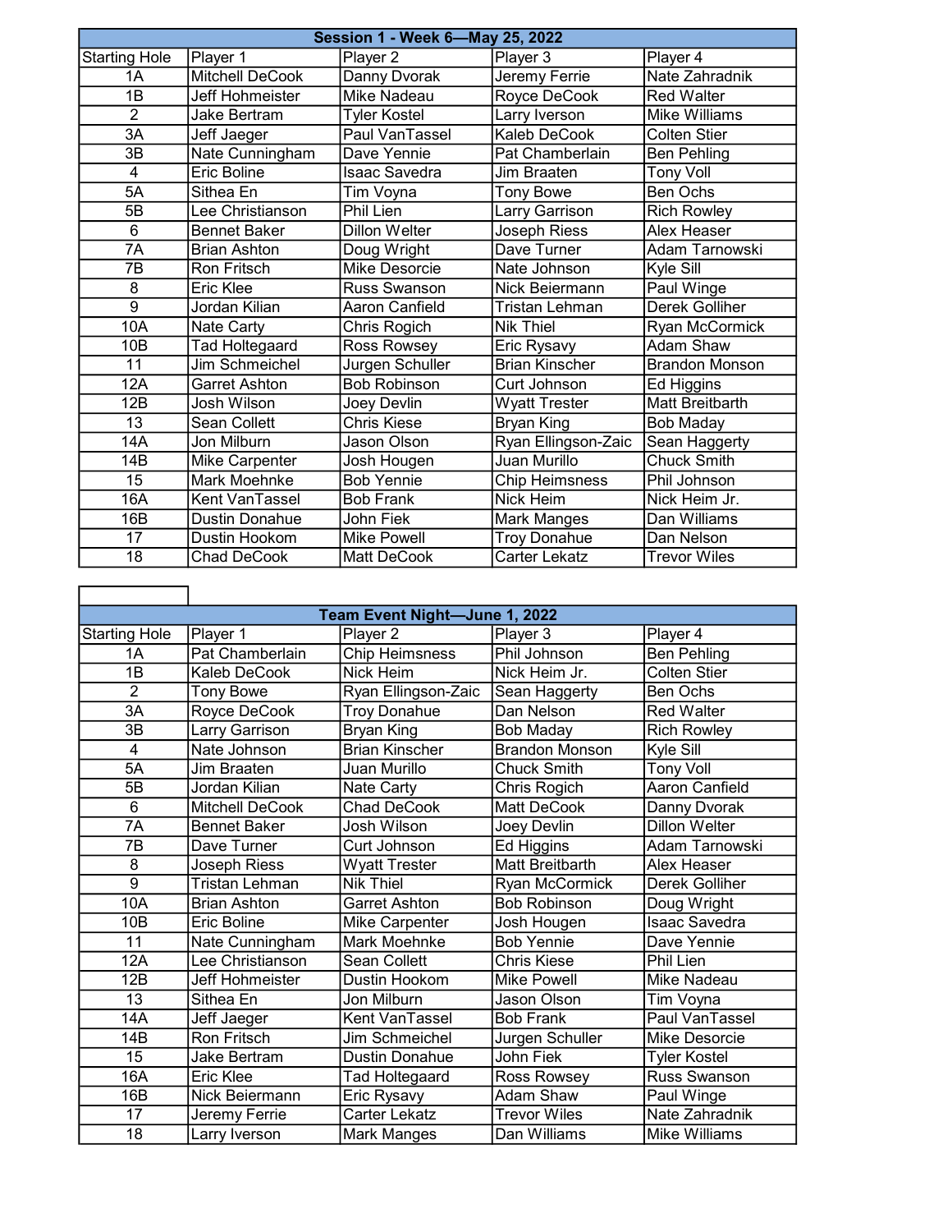| Session 1 - Week 6—May 25, 2022 | | | | |
|---|---|---|---|---|
| Starting Hole | Player 1 | Player 2 | Player 3 | Player 4 |
| 1A | Mitchell DeCook | Danny Dvorak | Jeremy Ferrie | Nate Zahradnik |
| 1B | Jeff Hohmeister | Mike Nadeau | Royce DeCook | Red Walter |
| 2 | Jake Bertram | Tyler Kostel | Larry Iverson | Mike Williams |
| 3A | Jeff Jaeger | Paul VanTassel | Kaleb DeCook | Colten Stier |
| 3B | Nate Cunningham | Dave Yennie | Pat Chamberlain | Ben Pehling |
| 4 | Eric Boline | Isaac Savedra | Jim Braaten | Tony Voll |
| 5A | Sithea En | Tim Voyna | Tony Bowe | Ben Ochs |
| 5B | Lee Christianson | Phil Lien | Larry Garrison | Rich Rowley |
| 6 | Bennet Baker | Dillon Welter | Joseph Riess | Alex Heaser |
| 7A | Brian Ashton | Doug Wright | Dave Turner | Adam Tarnowski |
| 7B | Ron Fritsch | Mike Desorcie | Nate Johnson | Kyle Sill |
| 8 | Eric Klee | Russ Swanson | Nick Beiermann | Paul Winge |
| 9 | Jordan Kilian | Aaron Canfield | Tristan Lehman | Derek Golliher |
| 10A | Nate Carty | Chris Rogich | Nik Thiel | Ryan McCormick |
| 10B | Tad Holtegaard | Ross Rowsey | Eric Rysavy | Adam Shaw |
| 11 | Jim Schmeichel | Jurgen Schuller | Brian Kinscher | Brandon Monson |
| 12A | Garret Ashton | Bob Robinson | Curt Johnson | Ed Higgins |
| 12B | Josh Wilson | Joey Devlin | Wyatt Trester | Matt Breitbarth |
| 13 | Sean Collett | Chris Kiese | Bryan King | Bob Maday |
| 14A | Jon Milburn | Jason Olson | Ryan Ellingson-Zaic | Sean Haggerty |
| 14B | Mike Carpenter | Josh Hougen | Juan Murillo | Chuck Smith |
| 15 | Mark Moehnke | Bob Yennie | Chip Heimsness | Phil Johnson |
| 16A | Kent VanTassel | Bob Frank | Nick Heim | Nick Heim Jr. |
| 16B | Dustin Donahue | John Fiek | Mark Manges | Dan Williams |
| 17 | Dustin Hookom | Mike Powell | Troy Donahue | Dan Nelson |
| 18 | Chad DeCook | Matt DeCook | Carter Lekatz | Trevor Wiles |

| Team Event Night—June 1, 2022 | | | | |
|---|---|---|---|---|
| Starting Hole | Player 1 | Player 2 | Player 3 | Player 4 |
| 1A | Pat Chamberlain | Chip Heimsness | Phil Johnson | Ben Pehling |
| 1B | Kaleb DeCook | Nick Heim | Nick Heim Jr. | Colten Stier |
| 2 | Tony Bowe | Ryan Ellingson-Zaic | Sean Haggerty | Ben Ochs |
| 3A | Royce DeCook | Troy Donahue | Dan Nelson | Red Walter |
| 3B | Larry Garrison | Bryan King | Bob Maday | Rich Rowley |
| 4 | Nate Johnson | Brian Kinscher | Brandon Monson | Kyle Sill |
| 5A | Jim Braaten | Juan Murillo | Chuck Smith | Tony Voll |
| 5B | Jordan Kilian | Nate Carty | Chris Rogich | Aaron Canfield |
| 6 | Mitchell DeCook | Chad DeCook | Matt DeCook | Danny Dvorak |
| 7A | Bennet Baker | Josh Wilson | Joey Devlin | Dillon Welter |
| 7B | Dave Turner | Curt Johnson | Ed Higgins | Adam Tarnowski |
| 8 | Joseph Riess | Wyatt Trester | Matt Breitbarth | Alex Heaser |
| 9 | Tristan Lehman | Nik Thiel | Ryan McCormick | Derek Golliher |
| 10A | Brian Ashton | Garret Ashton | Bob Robinson | Doug Wright |
| 10B | Eric Boline | Mike Carpenter | Josh Hougen | Isaac Savedra |
| 11 | Nate Cunningham | Mark Moehnke | Bob Yennie | Dave Yennie |
| 12A | Lee Christianson | Sean Collett | Chris Kiese | Phil Lien |
| 12B | Jeff Hohmeister | Dustin Hookom | Mike Powell | Mike Nadeau |
| 13 | Sithea En | Jon Milburn | Jason Olson | Tim Voyna |
| 14A | Jeff Jaeger | Kent VanTassel | Bob Frank | Paul VanTassel |
| 14B | Ron Fritsch | Jim Schmeichel | Jurgen Schuller | Mike Desorcie |
| 15 | Jake Bertram | Dustin Donahue | John Fiek | Tyler Kostel |
| 16A | Eric Klee | Tad Holtegaard | Ross Rowsey | Russ Swanson |
| 16B | Nick Beiermann | Eric Rysavy | Adam Shaw | Paul Winge |
| 17 | Jeremy Ferrie | Carter Lekatz | Trevor Wiles | Nate Zahradnik |
| 18 | Larry Iverson | Mark Manges | Dan Williams | Mike Williams |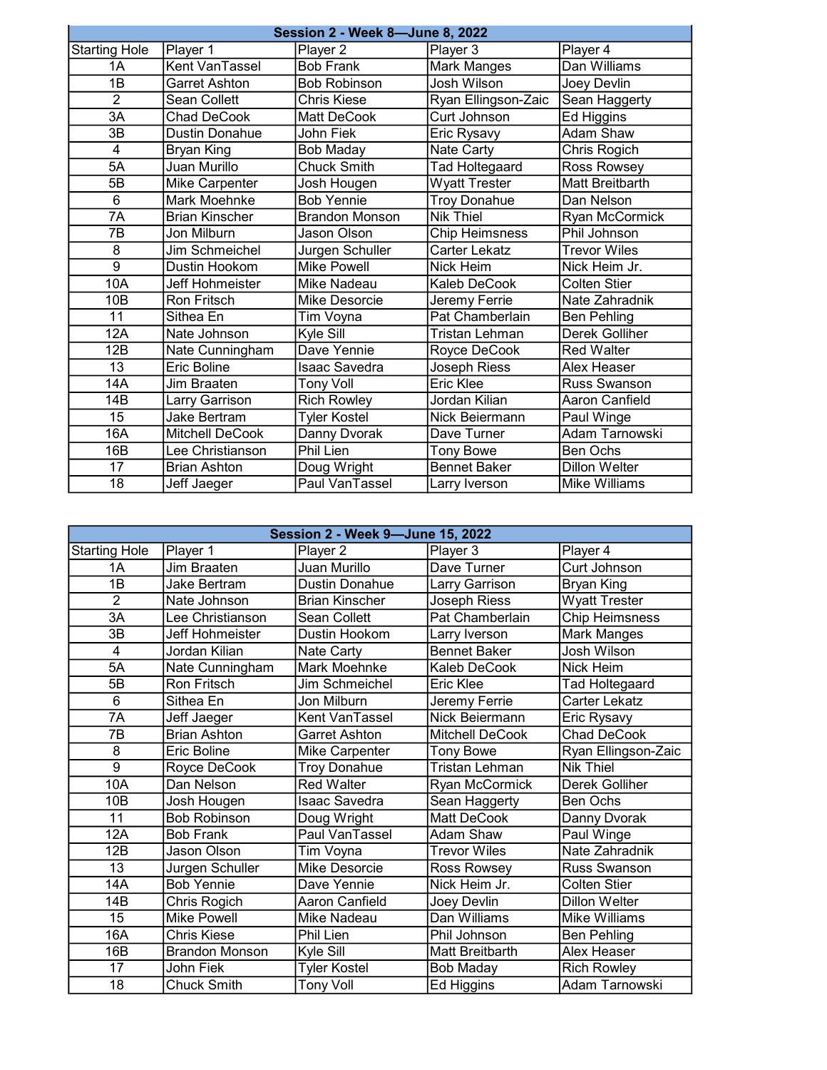## Session 2 - Week 8—June 8, 2022

| Starting Hole | Player 1 | Player 2 | Player 3 | Player 4 |
|---|---|---|---|---|
| 1A | Kent VanTassel | Bob Frank | Mark Manges | Dan Williams |
| 1B | Garret Ashton | Bob Robinson | Josh Wilson | Joey Devlin |
| 2 | Sean Collett | Chris Kiese | Ryan Ellingson-Zaic | Sean Haggerty |
| 3A | Chad DeCook | Matt DeCook | Curt Johnson | Ed Higgins |
| 3B | Dustin Donahue | John Fiek | Eric Rysavy | Adam Shaw |
| 4 | Bryan King | Bob Maday | Nate Carty | Chris Rogich |
| 5A | Juan Murillo | Chuck Smith | Tad Holtegaard | Ross Rowsey |
| 5B | Mike Carpenter | Josh Hougen | Wyatt Trester | Matt Breitbarth |
| 6 | Mark Moehnke | Bob Yennie | Troy Donahue | Dan Nelson |
| 7A | Brian Kinscher | Brandon Monson | Nik Thiel | Ryan McCormick |
| 7B | Jon Milburn | Jason Olson | Chip Heimsness | Phil Johnson |
| 8 | Jim Schmeichel | Jurgen Schuller | Carter Lekatz | Trevor Wiles |
| 9 | Dustin Hookom | Mike Powell | Nick Heim | Nick Heim Jr. |
| 10A | Jeff Hohmeister | Mike Nadeau | Kaleb DeCook | Colten Stier |
| 10B | Ron Fritsch | Mike Desorcie | Jeremy Ferrie | Nate Zahradnik |
| 11 | Sithea En | Tim Voyna | Pat Chamberlain | Ben Pehling |
| 12A | Nate Johnson | Kyle Sill | Tristan Lehman | Derek Golliher |
| 12B | Nate Cunningham | Dave Yennie | Royce DeCook | Red Walter |
| 13 | Eric Boline | Isaac Savedra | Joseph Riess | Alex Heaser |
| 14A | Jim Braaten | Tony Voll | Eric Klee | Russ Swanson |
| 14B | Larry Garrison | Rich Rowley | Jordan Kilian | Aaron Canfield |
| 15 | Jake Bertram | Tyler Kostel | Nick Beiermann | Paul Winge |
| 16A | Mitchell DeCook | Danny Dvorak | Dave Turner | Adam Tarnowski |
| 16B | Lee Christianson | Phil Lien | Tony Bowe | Ben Ochs |
| 17 | Brian Ashton | Doug Wright | Bennet Baker | Dillon Welter |
| 18 | Jeff Jaeger | Paul VanTassel | Larry Iverson | Mike Williams |

## Session 2 - Week 9—June 15, 2022

| Starting Hole | Player 1 | Player 2 | Player 3 | Player 4 |
|---|---|---|---|---|
| 1A | Jim Braaten | Juan Murillo | Dave Turner | Curt Johnson |
| 1B | Jake Bertram | Dustin Donahue | Larry Garrison | Bryan King |
| 2 | Nate Johnson | Brian Kinscher | Joseph Riess | Wyatt Trester |
| 3A | Lee Christianson | Sean Collett | Pat Chamberlain | Chip Heimsness |
| 3B | Jeff Hohmeister | Dustin Hookom | Larry Iverson | Mark Manges |
| 4 | Jordan Kilian | Nate Carty | Bennet Baker | Josh Wilson |
| 5A | Nate Cunningham | Mark Moehnke | Kaleb DeCook | Nick Heim |
| 5B | Ron Fritsch | Jim Schmeichel | Eric Klee | Tad Holtegaard |
| 6 | Sithea En | Jon Milburn | Jeremy Ferrie | Carter Lekatz |
| 7A | Jeff Jaeger | Kent VanTassel | Nick Beiermann | Eric Rysavy |
| 7B | Brian Ashton | Garret Ashton | Mitchell DeCook | Chad DeCook |
| 8 | Eric Boline | Mike Carpenter | Tony Bowe | Ryan Ellingson-Zaic |
| 9 | Royce DeCook | Troy Donahue | Tristan Lehman | Nik Thiel |
| 10A | Dan Nelson | Red Walter | Ryan McCormick | Derek Golliher |
| 10B | Josh Hougen | Isaac Savedra | Sean Haggerty | Ben Ochs |
| 11 | Bob Robinson | Doug Wright | Matt DeCook | Danny Dvorak |
| 12A | Bob Frank | Paul VanTassel | Adam Shaw | Paul Winge |
| 12B | Jason Olson | Tim Voyna | Trevor Wiles | Nate Zahradnik |
| 13 | Jurgen Schuller | Mike Desorcie | Ross Rowsey | Russ Swanson |
| 14A | Bob Yennie | Dave Yennie | Nick Heim Jr. | Colten Stier |
| 14B | Chris Rogich | Aaron Canfield | Joey Devlin | Dillon Welter |
| 15 | Mike Powell | Mike Nadeau | Dan Williams | Mike Williams |
| 16A | Chris Kiese | Phil Lien | Phil Johnson | Ben Pehling |
| 16B | Brandon Monson | Kyle Sill | Matt Breitbarth | Alex Heaser |
| 17 | John Fiek | Tyler Kostel | Bob Maday | Rich Rowley |
| 18 | Chuck Smith | Tony Voll | Ed Higgins | Adam Tarnowski |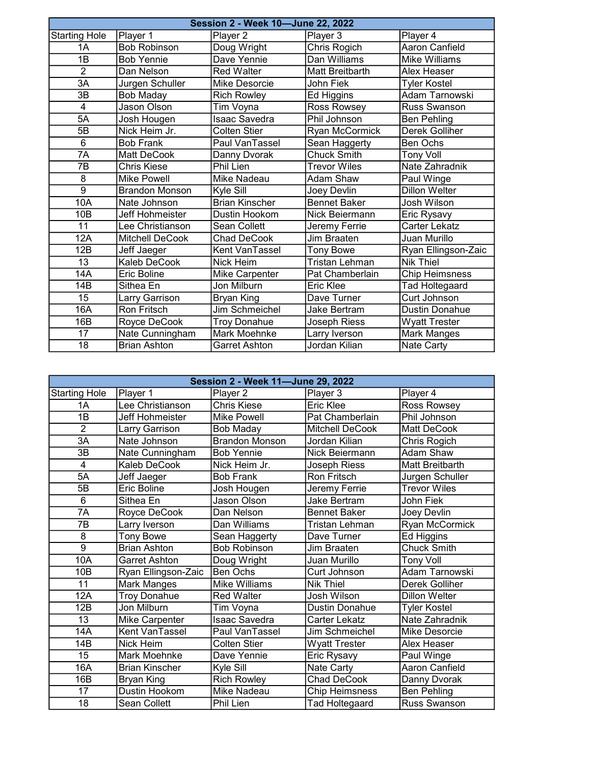## Session 2 - Week 10—June 22, 2022

| Starting Hole | Player 1 | Player 2 | Player 3 | Player 4 |
|---|---|---|---|---|
| 1A | Bob Robinson | Doug Wright | Chris Rogich | Aaron Canfield |
| 1B | Bob Yennie | Dave Yennie | Dan Williams | Mike Williams |
| 2 | Dan Nelson | Red Walter | Matt Breitbarth | Alex Heaser |
| 3A | Jurgen Schuller | Mike Desorcie | John Fiek | Tyler Kostel |
| 3B | Bob Maday | Rich Rowley | Ed Higgins | Adam Tarnowski |
| 4 | Jason Olson | Tim Voyna | Ross Rowsey | Russ Swanson |
| 5A | Josh Hougen | Isaac Savedra | Phil Johnson | Ben Pehling |
| 5B | Nick Heim Jr. | Colten Stier | Ryan McCormick | Derek Golliher |
| 6 | Bob Frank | Paul VanTassel | Sean Haggerty | Ben Ochs |
| 7A | Matt DeCook | Danny Dvorak | Chuck Smith | Tony Voll |
| 7B | Chris Kiese | Phil Lien | Trevor Wiles | Nate Zahradnik |
| 8 | Mike Powell | Mike Nadeau | Adam Shaw | Paul Winge |
| 9 | Brandon Monson | Kyle Sill | Joey Devlin | Dillon Welter |
| 10A | Nate Johnson | Brian Kinscher | Bennet Baker | Josh Wilson |
| 10B | Jeff Hohmeister | Dustin Hookom | Nick Beiermann | Eric Rysavy |
| 11 | Lee Christianson | Sean Collett | Jeremy Ferrie | Carter Lekatz |
| 12A | Mitchell DeCook | Chad DeCook | Jim Braaten | Juan Murillo |
| 12B | Jeff Jaeger | Kent VanTassel | Tony Bowe | Ryan Ellingson-Zaic |
| 13 | Kaleb DeCook | Nick Heim | Tristan Lehman | Nik Thiel |
| 14A | Eric Boline | Mike Carpenter | Pat Chamberlain | Chip Heimsness |
| 14B | Sithea En | Jon Milburn | Eric Klee | Tad Holtegaard |
| 15 | Larry Garrison | Bryan King | Dave Turner | Curt Johnson |
| 16A | Ron Fritsch | Jim Schmeichel | Jake Bertram | Dustin Donahue |
| 16B | Royce DeCook | Troy Donahue | Joseph Riess | Wyatt Trester |
| 17 | Nate Cunningham | Mark Moehnke | Larry Iverson | Mark Manges |
| 18 | Brian Ashton | Garret Ashton | Jordan Kilian | Nate Carty |

## Session 2 - Week 11—June 29, 2022

| Starting Hole | Player 1 | Player 2 | Player 3 | Player 4 |
|---|---|---|---|---|
| 1A | Lee Christianson | Chris Kiese | Eric Klee | Ross Rowsey |
| 1B | Jeff Hohmeister | Mike Powell | Pat Chamberlain | Phil Johnson |
| 2 | Larry Garrison | Bob Maday | Mitchell DeCook | Matt DeCook |
| 3A | Nate Johnson | Brandon Monson | Jordan Kilian | Chris Rogich |
| 3B | Nate Cunningham | Bob Yennie | Nick Beiermann | Adam Shaw |
| 4 | Kaleb DeCook | Nick Heim Jr. | Joseph Riess | Matt Breitbarth |
| 5A | Jeff Jaeger | Bob Frank | Ron Fritsch | Jurgen Schuller |
| 5B | Eric Boline | Josh Hougen | Jeremy Ferrie | Trevor Wiles |
| 6 | Sithea En | Jason Olson | Jake Bertram | John Fiek |
| 7A | Royce DeCook | Dan Nelson | Bennet Baker | Joey Devlin |
| 7B | Larry Iverson | Dan Williams | Tristan Lehman | Ryan McCormick |
| 8 | Tony Bowe | Sean Haggerty | Dave Turner | Ed Higgins |
| 9 | Brian Ashton | Bob Robinson | Jim Braaten | Chuck Smith |
| 10A | Garret Ashton | Doug Wright | Juan Murillo | Tony Voll |
| 10B | Ryan Ellingson-Zaic | Ben Ochs | Curt Johnson | Adam Tarnowski |
| 11 | Mark Manges | Mike Williams | Nik Thiel | Derek Golliher |
| 12A | Troy Donahue | Red Walter | Josh Wilson | Dillon Welter |
| 12B | Jon Milburn | Tim Voyna | Dustin Donahue | Tyler Kostel |
| 13 | Mike Carpenter | Isaac Savedra | Carter Lekatz | Nate Zahradnik |
| 14A | Kent VanTassel | Paul VanTassel | Jim Schmeichel | Mike Desorcie |
| 14B | Nick Heim | Colten Stier | Wyatt Trester | Alex Heaser |
| 15 | Mark Moehnke | Dave Yennie | Eric Rysavy | Paul Winge |
| 16A | Brian Kinscher | Kyle Sill | Nate Carty | Aaron Canfield |
| 16B | Bryan King | Rich Rowley | Chad DeCook | Danny Dvorak |
| 17 | Dustin Hookom | Mike Nadeau | Chip Heimsness | Ben Pehling |
| 18 | Sean Collett | Phil Lien | Tad Holtegaard | Russ Swanson |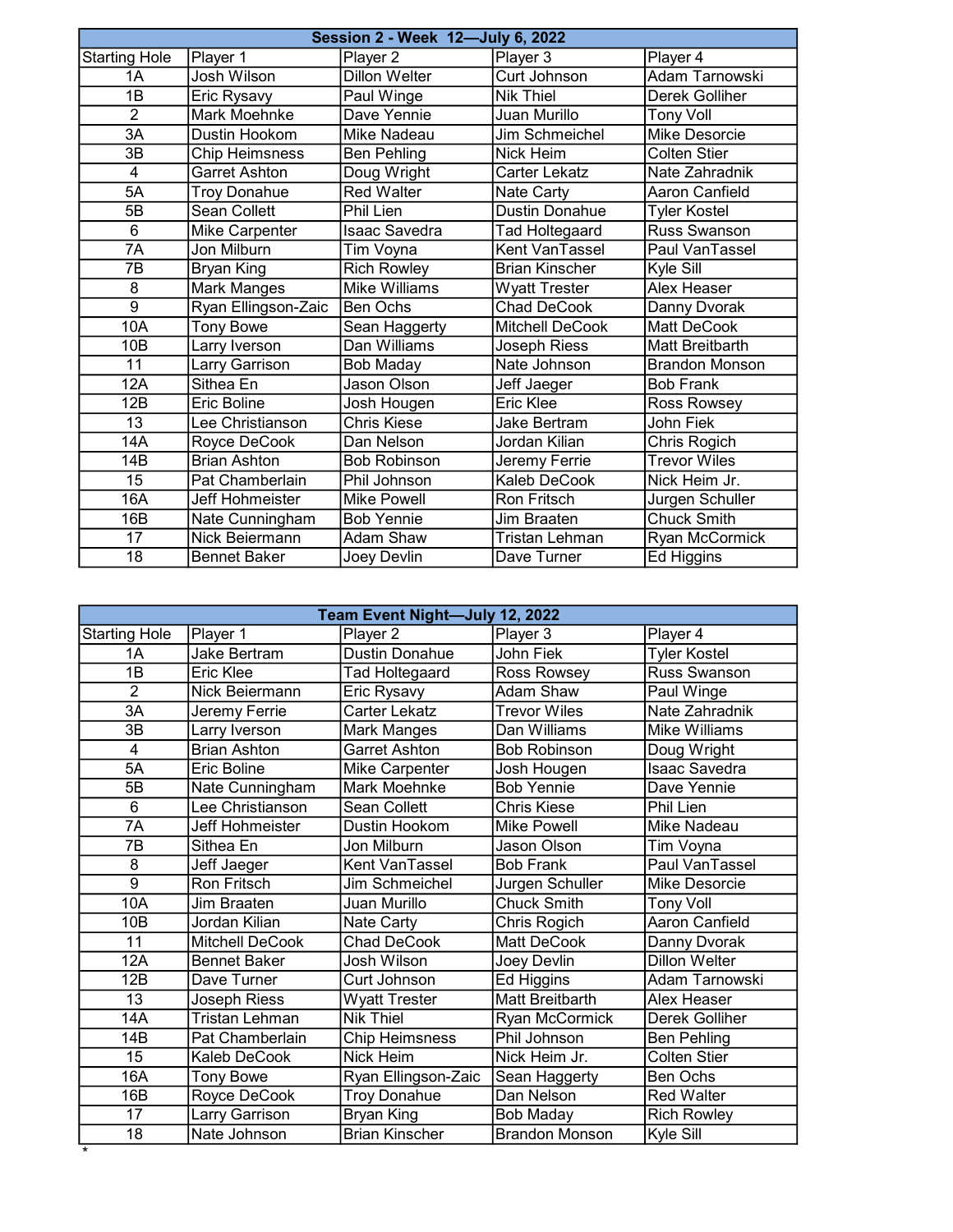| Session 2 - Week 12—July 6, 2022 | | | | |
|---|---|---|---|---|
| Starting Hole | Player 1 | Player 2 | Player 3 | Player 4 |
| 1A | Josh Wilson | Dillon Welter | Curt Johnson | Adam Tarnowski |
| 1B | Eric Rysavy | Paul Winge | Nik Thiel | Derek Golliher |
| 2 | Mark Moehnke | Dave Yennie | Juan Murillo | Tony Voll |
| 3A | Dustin Hookom | Mike Nadeau | Jim Schmeichel | Mike Desorcie |
| 3B | Chip Heimsness | Ben Pehling | Nick Heim | Colten Stier |
| 4 | Garret Ashton | Doug Wright | Carter Lekatz | Nate Zahradnik |
| 5A | Troy Donahue | Red Walter | Nate Carty | Aaron Canfield |
| 5B | Sean Collett | Phil Lien | Dustin Donahue | Tyler Kostel |
| 6 | Mike Carpenter | Isaac Savedra | Tad Holtegaard | Russ Swanson |
| 7A | Jon Milburn | Tim Voyna | Kent VanTassel | Paul VanTassel |
| 7B | Bryan King | Rich Rowley | Brian Kinscher | Kyle Sill |
| 8 | Mark Manges | Mike Williams | Wyatt Trester | Alex Heaser |
| 9 | Ryan Ellingson-Zaic | Ben Ochs | Chad DeCook | Danny Dvorak |
| 10A | Tony Bowe | Sean Haggerty | Mitchell DeCook | Matt DeCook |
| 10B | Larry Iverson | Dan Williams | Joseph Riess | Matt Breitbarth |
| 11 | Larry Garrison | Bob Maday | Nate Johnson | Brandon Monson |
| 12A | Sithea En | Jason Olson | Jeff Jaeger | Bob Frank |
| 12B | Eric Boline | Josh Hougen | Eric Klee | Ross Rowsey |
| 13 | Lee Christianson | Chris Kiese | Jake Bertram | John Fiek |
| 14A | Royce DeCook | Dan Nelson | Jordan Kilian | Chris Rogich |
| 14B | Brian Ashton | Bob Robinson | Jeremy Ferrie | Trevor Wiles |
| 15 | Pat Chamberlain | Phil Johnson | Kaleb DeCook | Nick Heim Jr. |
| 16A | Jeff Hohmeister | Mike Powell | Ron Fritsch | Jurgen Schuller |
| 16B | Nate Cunningham | Bob Yennie | Jim Braaten | Chuck Smith |
| 17 | Nick Beiermann | Adam Shaw | Tristan Lehman | Ryan McCormick |
| 18 | Bennet Baker | Joey Devlin | Dave Turner | Ed Higgins |

| Team Event Night—July 12, 2022 | | | | |
|---|---|---|---|---|
| Starting Hole | Player 1 | Player 2 | Player 3 | Player 4 |
| 1A | Jake Bertram | Dustin Donahue | John Fiek | Tyler Kostel |
| 1B | Eric Klee | Tad Holtegaard | Ross Rowsey | Russ Swanson |
| 2 | Nick Beiermann | Eric Rysavy | Adam Shaw | Paul Winge |
| 3A | Jeremy Ferrie | Carter Lekatz | Trevor Wiles | Nate Zahradnik |
| 3B | Larry Iverson | Mark Manges | Dan Williams | Mike Williams |
| 4 | Brian Ashton | Garret Ashton | Bob Robinson | Doug Wright |
| 5A | Eric Boline | Mike Carpenter | Josh Hougen | Isaac Savedra |
| 5B | Nate Cunningham | Mark Moehnke | Bob Yennie | Dave Yennie |
| 6 | Lee Christianson | Sean Collett | Chris Kiese | Phil Lien |
| 7A | Jeff Hohmeister | Dustin Hookom | Mike Powell | Mike Nadeau |
| 7B | Sithea En | Jon Milburn | Jason Olson | Tim Voyna |
| 8 | Jeff Jaeger | Kent VanTassel | Bob Frank | Paul VanTassel |
| 9 | Ron Fritsch | Jim Schmeichel | Jurgen Schuller | Mike Desorcie |
| 10A | Jim Braaten | Juan Murillo | Chuck Smith | Tony Voll |
| 10B | Jordan Kilian | Nate Carty | Chris Rogich | Aaron Canfield |
| 11 | Mitchell DeCook | Chad DeCook | Matt DeCook | Danny Dvorak |
| 12A | Bennet Baker | Josh Wilson | Joey Devlin | Dillon Welter |
| 12B | Dave Turner | Curt Johnson | Ed Higgins | Adam Tarnowski |
| 13 | Joseph Riess | Wyatt Trester | Matt Breitbarth | Alex Heaser |
| 14A | Tristan Lehman | Nik Thiel | Ryan McCormick | Derek Golliher |
| 14B | Pat Chamberlain | Chip Heimsness | Phil Johnson | Ben Pehling |
| 15 | Kaleb DeCook | Nick Heim | Nick Heim Jr. | Colten Stier |
| 16A | Tony Bowe | Ryan Ellingson-Zaic | Sean Haggerty | Ben Ochs |
| 16B | Royce DeCook | Troy Donahue | Dan Nelson | Red Walter |
| 17 | Larry Garrison | Bryan King | Bob Maday | Rich Rowley |
| 18 | Nate Johnson | Brian Kinscher | Brandon Monson | Kyle Sill |

*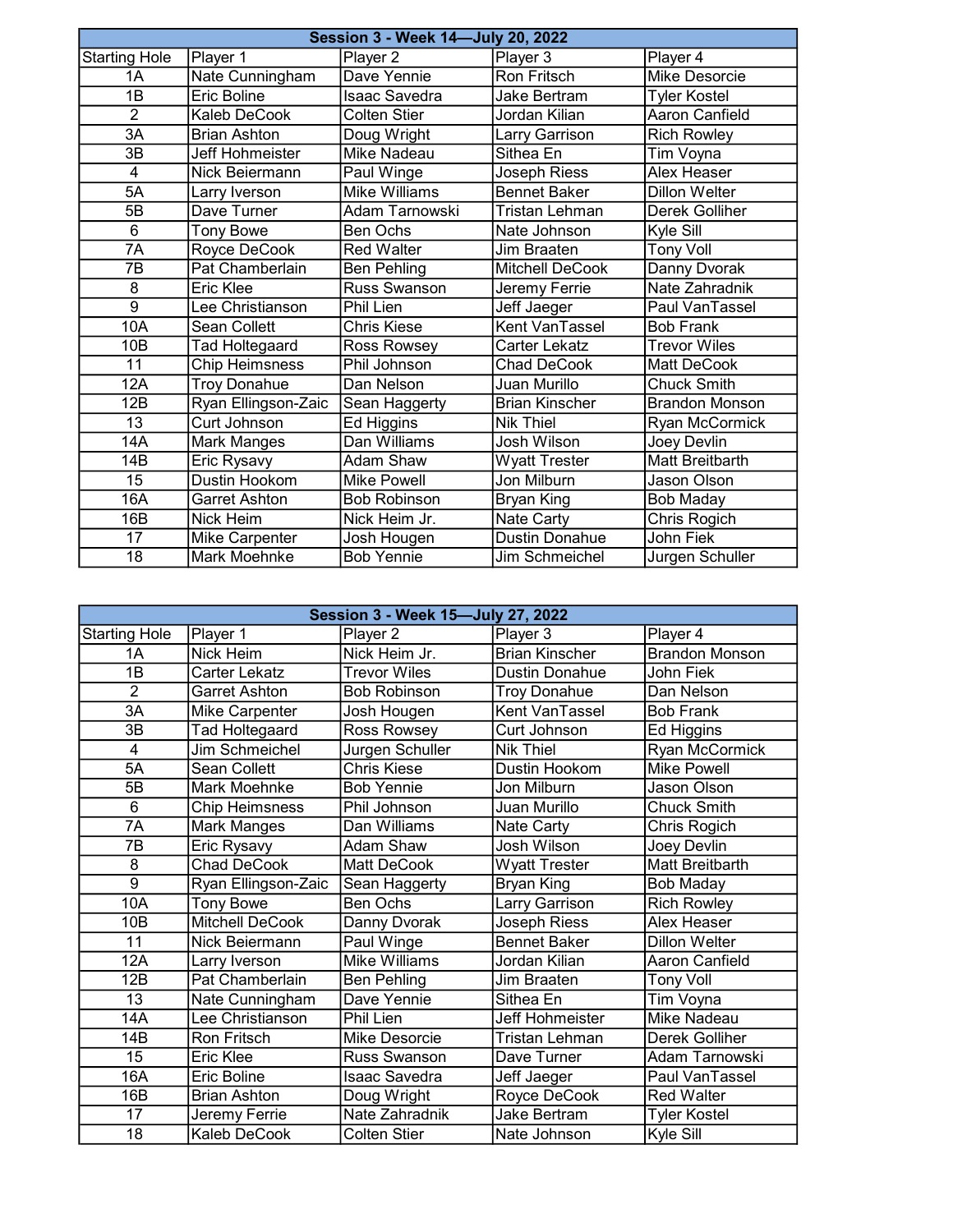| Session 3 - Week 14—July 20, 2022 | | | | |
|---|---|---|---|---|
| Starting Hole | Player 1 | Player 2 | Player 3 | Player 4 |
| 1A | Nate Cunningham | Dave Yennie | Ron Fritsch | Mike Desorcie |
| 1B | Eric Boline | Isaac Savedra | Jake Bertram | Tyler Kostel |
| 2 | Kaleb DeCook | Colten Stier | Jordan Kilian | Aaron Canfield |
| 3A | Brian Ashton | Doug Wright | Larry Garrison | Rich Rowley |
| 3B | Jeff Hohmeister | Mike Nadeau | Sithea En | Tim Voyna |
| 4 | Nick Beiermann | Paul Winge | Joseph Riess | Alex Heaser |
| 5A | Larry Iverson | Mike Williams | Bennet Baker | Dillon Welter |
| 5B | Dave Turner | Adam Tarnowski | Tristan Lehman | Derek Golliher |
| 6 | Tony Bowe | Ben Ochs | Nate Johnson | Kyle Sill |
| 7A | Royce DeCook | Red Walter | Jim Braaten | Tony Voll |
| 7B | Pat Chamberlain | Ben Pehling | Mitchell DeCook | Danny Dvorak |
| 8 | Eric Klee | Russ Swanson | Jeremy Ferrie | Nate Zahradnik |
| 9 | Lee Christianson | Phil Lien | Jeff Jaeger | Paul VanTassel |
| 10A | Sean Collett | Chris Kiese | Kent VanTassel | Bob Frank |
| 10B | Tad Holtegaard | Ross Rowsey | Carter Lekatz | Trevor Wiles |
| 11 | Chip Heimsness | Phil Johnson | Chad DeCook | Matt DeCook |
| 12A | Troy Donahue | Dan Nelson | Juan Murillo | Chuck Smith |
| 12B | Ryan Ellingson-Zaic | Sean Haggerty | Brian Kinscher | Brandon Monson |
| 13 | Curt Johnson | Ed Higgins | Nik Thiel | Ryan McCormick |
| 14A | Mark Manges | Dan Williams | Josh Wilson | Joey Devlin |
| 14B | Eric Rysavy | Adam Shaw | Wyatt Trester | Matt Breitbarth |
| 15 | Dustin Hookom | Mike Powell | Jon Milburn | Jason Olson |
| 16A | Garret Ashton | Bob Robinson | Bryan King | Bob Maday |
| 16B | Nick Heim | Nick Heim Jr. | Nate Carty | Chris Rogich |
| 17 | Mike Carpenter | Josh Hougen | Dustin Donahue | John Fiek |
| 18 | Mark Moehnke | Bob Yennie | Jim Schmeichel | Jurgen Schuller |

| Session 3 - Week 15—July 27, 2022 | | | | |
|---|---|---|---|---|
| Starting Hole | Player 1 | Player 2 | Player 3 | Player 4 |
| 1A | Nick Heim | Nick Heim Jr. | Brian Kinscher | Brandon Monson |
| 1B | Carter Lekatz | Trevor Wiles | Dustin Donahue | John Fiek |
| 2 | Garret Ashton | Bob Robinson | Troy Donahue | Dan Nelson |
| 3A | Mike Carpenter | Josh Hougen | Kent VanTassel | Bob Frank |
| 3B | Tad Holtegaard | Ross Rowsey | Curt Johnson | Ed Higgins |
| 4 | Jim Schmeichel | Jurgen Schuller | Nik Thiel | Ryan McCormick |
| 5A | Sean Collett | Chris Kiese | Dustin Hookom | Mike Powell |
| 5B | Mark Moehnke | Bob Yennie | Jon Milburn | Jason Olson |
| 6 | Chip Heimsness | Phil Johnson | Juan Murillo | Chuck Smith |
| 7A | Mark Manges | Dan Williams | Nate Carty | Chris Rogich |
| 7B | Eric Rysavy | Adam Shaw | Josh Wilson | Joey Devlin |
| 8 | Chad DeCook | Matt DeCook | Wyatt Trester | Matt Breitbarth |
| 9 | Ryan Ellingson-Zaic | Sean Haggerty | Bryan King | Bob Maday |
| 10A | Tony Bowe | Ben Ochs | Larry Garrison | Rich Rowley |
| 10B | Mitchell DeCook | Danny Dvorak | Joseph Riess | Alex Heaser |
| 11 | Nick Beiermann | Paul Winge | Bennet Baker | Dillon Welter |
| 12A | Larry Iverson | Mike Williams | Jordan Kilian | Aaron Canfield |
| 12B | Pat Chamberlain | Ben Pehling | Jim Braaten | Tony Voll |
| 13 | Nate Cunningham | Dave Yennie | Sithea En | Tim Voyna |
| 14A | Lee Christianson | Phil Lien | Jeff Hohmeister | Mike Nadeau |
| 14B | Ron Fritsch | Mike Desorcie | Tristan Lehman | Derek Golliher |
| 15 | Eric Klee | Russ Swanson | Dave Turner | Adam Tarnowski |
| 16A | Eric Boline | Isaac Savedra | Jeff Jaeger | Paul VanTassel |
| 16B | Brian Ashton | Doug Wright | Royce DeCook | Red Walter |
| 17 | Jeremy Ferrie | Nate Zahradnik | Jake Bertram | Tyler Kostel |
| 18 | Kaleb DeCook | Colten Stier | Nate Johnson | Kyle Sill |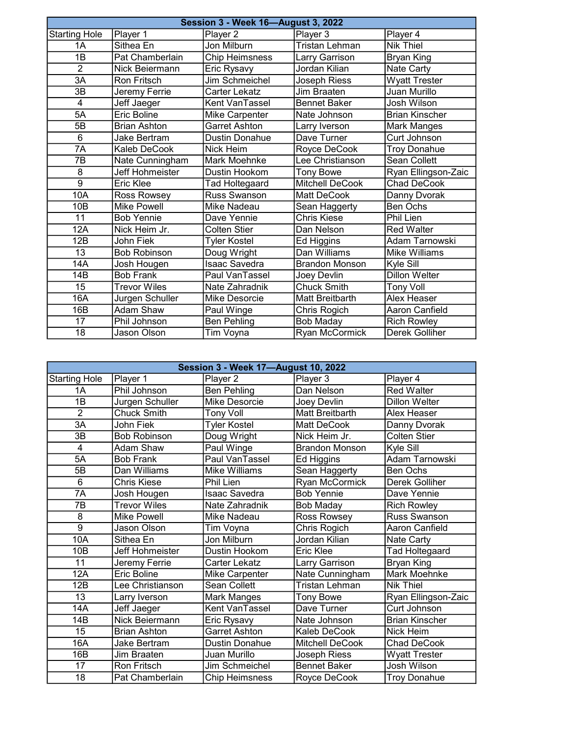| Session 3 - Week 16—August 3, 2022 | | | | |
|---|---|---|---|---|
| Starting Hole | Player 1 | Player 2 | Player 3 | Player 4 |
| 1A | Sithea En | Jon Milburn | Tristan Lehman | Nik Thiel |
| 1B | Pat Chamberlain | Chip Heimsness | Larry Garrison | Bryan King |
| 2 | Nick Beiermann | Eric Rysavy | Jordan Kilian | Nate Carty |
| 3A | Ron Fritsch | Jim Schmeichel | Joseph Riess | Wyatt Trester |
| 3B | Jeremy Ferrie | Carter Lekatz | Jim Braaten | Juan Murillo |
| 4 | Jeff Jaeger | Kent VanTassel | Bennet Baker | Josh Wilson |
| 5A | Eric Boline | Mike Carpenter | Nate Johnson | Brian Kinscher |
| 5B | Brian Ashton | Garret Ashton | Larry Iverson | Mark Manges |
| 6 | Jake Bertram | Dustin Donahue | Dave Turner | Curt Johnson |
| 7A | Kaleb DeCook | Nick Heim | Royce DeCook | Troy Donahue |
| 7B | Nate Cunningham | Mark Moehnke | Lee Christianson | Sean Collett |
| 8 | Jeff Hohmeister | Dustin Hookom | Tony Bowe | Ryan Ellingson-Zaic |
| 9 | Eric Klee | Tad Holtegaard | Mitchell DeCook | Chad DeCook |
| 10A | Ross Rowsey | Russ Swanson | Matt DeCook | Danny Dvorak |
| 10B | Mike Powell | Mike Nadeau | Sean Haggerty | Ben Ochs |
| 11 | Bob Yennie | Dave Yennie | Chris Kiese | Phil Lien |
| 12A | Nick Heim Jr. | Colten Stier | Dan Nelson | Red Walter |
| 12B | John Fiek | Tyler Kostel | Ed Higgins | Adam Tarnowski |
| 13 | Bob Robinson | Doug Wright | Dan Williams | Mike Williams |
| 14A | Josh Hougen | Isaac Savedra | Brandon Monson | Kyle Sill |
| 14B | Bob Frank | Paul VanTassel | Joey Devlin | Dillon Welter |
| 15 | Trevor Wiles | Nate Zahradnik | Chuck Smith | Tony Voll |
| 16A | Jurgen Schuller | Mike Desorcie | Matt Breitbarth | Alex Heaser |
| 16B | Adam Shaw | Paul Winge | Chris Rogich | Aaron Canfield |
| 17 | Phil Johnson | Ben Pehling | Bob Maday | Rich Rowley |
| 18 | Jason Olson | Tim Voyna | Ryan McCormick | Derek Golliher |

| Session 3 - Week 17—August 10, 2022 | | | | |
|---|---|---|---|---|
| Starting Hole | Player 1 | Player 2 | Player 3 | Player 4 |
| 1A | Phil Johnson | Ben Pehling | Dan Nelson | Red Walter |
| 1B | Jurgen Schuller | Mike Desorcie | Joey Devlin | Dillon Welter |
| 2 | Chuck Smith | Tony Voll | Matt Breitbarth | Alex Heaser |
| 3A | John Fiek | Tyler Kostel | Matt DeCook | Danny Dvorak |
| 3B | Bob Robinson | Doug Wright | Nick Heim Jr. | Colten Stier |
| 4 | Adam Shaw | Paul Winge | Brandon Monson | Kyle Sill |
| 5A | Bob Frank | Paul VanTassel | Ed Higgins | Adam Tarnowski |
| 5B | Dan Williams | Mike Williams | Sean Haggerty | Ben Ochs |
| 6 | Chris Kiese | Phil Lien | Ryan McCormick | Derek Golliher |
| 7A | Josh Hougen | Isaac Savedra | Bob Yennie | Dave Yennie |
| 7B | Trevor Wiles | Nate Zahradnik | Bob Maday | Rich Rowley |
| 8 | Mike Powell | Mike Nadeau | Ross Rowsey | Russ Swanson |
| 9 | Jason Olson | Tim Voyna | Chris Rogich | Aaron Canfield |
| 10A | Sithea En | Jon Milburn | Jordan Kilian | Nate Carty |
| 10B | Jeff Hohmeister | Dustin Hookom | Eric Klee | Tad Holtegaard |
| 11 | Jeremy Ferrie | Carter Lekatz | Larry Garrison | Bryan King |
| 12A | Eric Boline | Mike Carpenter | Nate Cunningham | Mark Moehnke |
| 12B | Lee Christianson | Sean Collett | Tristan Lehman | Nik Thiel |
| 13 | Larry Iverson | Mark Manges | Tony Bowe | Ryan Ellingson-Zaic |
| 14A | Jeff Jaeger | Kent VanTassel | Dave Turner | Curt Johnson |
| 14B | Nick Beiermann | Eric Rysavy | Nate Johnson | Brian Kinscher |
| 15 | Brian Ashton | Garret Ashton | Kaleb DeCook | Nick Heim |
| 16A | Jake Bertram | Dustin Donahue | Mitchell DeCook | Chad DeCook |
| 16B | Jim Braaten | Juan Murillo | Joseph Riess | Wyatt Trester |
| 17 | Ron Fritsch | Jim Schmeichel | Bennet Baker | Josh Wilson |
| 18 | Pat Chamberlain | Chip Heimsness | Royce DeCook | Troy Donahue |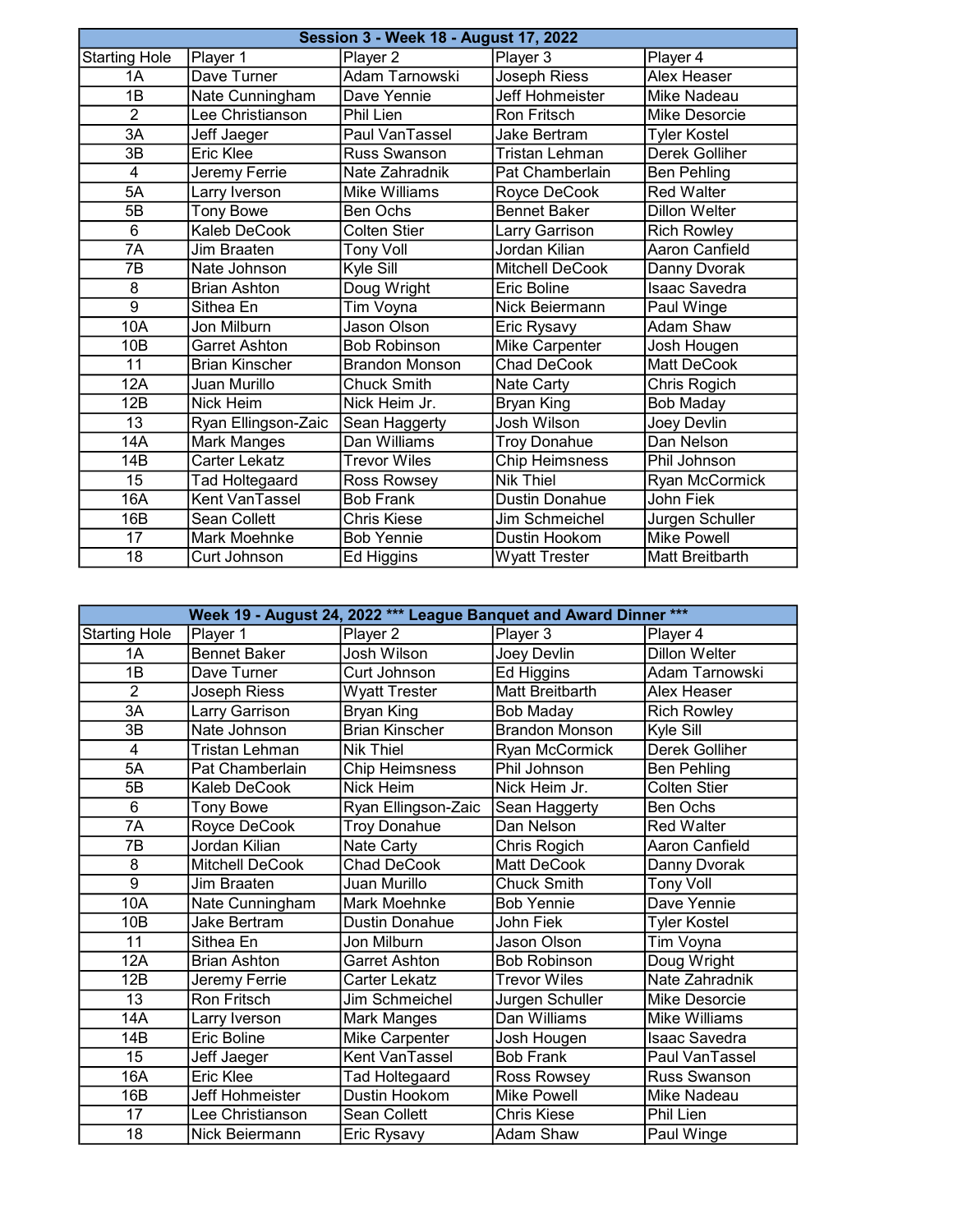| Session 3 - Week 18 - August 17, 2022 | | | | |
|---|---|---|---|---|
| Starting Hole | Player 1 | Player 2 | Player 3 | Player 4 |
| 1A | Dave Turner | Adam Tarnowski | Joseph Riess | Alex Heaser |
| 1B | Nate Cunningham | Dave Yennie | Jeff Hohmeister | Mike Nadeau |
| 2 | Lee Christianson | Phil Lien | Ron Fritsch | Mike Desorcie |
| 3A | Jeff Jaeger | Paul VanTassel | Jake Bertram | Tyler Kostel |
| 3B | Eric Klee | Russ Swanson | Tristan Lehman | Derek Golliher |
| 4 | Jeremy Ferrie | Nate Zahradnik | Pat Chamberlain | Ben Pehling |
| 5A | Larry Iverson | Mike Williams | Royce DeCook | Red Walter |
| 5B | Tony Bowe | Ben Ochs | Bennet Baker | Dillon Welter |
| 6 | Kaleb DeCook | Colten Stier | Larry Garrison | Rich Rowley |
| 7A | Jim Braaten | Tony Voll | Jordan Kilian | Aaron Canfield |
| 7B | Nate Johnson | Kyle Sill | Mitchell DeCook | Danny Dvorak |
| 8 | Brian Ashton | Doug Wright | Eric Boline | Isaac Savedra |
| 9 | Sithea En | Tim Voyna | Nick Beiermann | Paul Winge |
| 10A | Jon Milburn | Jason Olson | Eric Rysavy | Adam Shaw |
| 10B | Garret Ashton | Bob Robinson | Mike Carpenter | Josh Hougen |
| 11 | Brian Kinscher | Brandon Monson | Chad DeCook | Matt DeCook |
| 12A | Juan Murillo | Chuck Smith | Nate Carty | Chris Rogich |
| 12B | Nick Heim | Nick Heim Jr. | Bryan King | Bob Maday |
| 13 | Ryan Ellingson-Zaic | Sean Haggerty | Josh Wilson | Joey Devlin |
| 14A | Mark Manges | Dan Williams | Troy Donahue | Dan Nelson |
| 14B | Carter Lekatz | Trevor Wiles | Chip Heimsness | Phil Johnson |
| 15 | Tad Holtegaard | Ross Rowsey | Nik Thiel | Ryan McCormick |
| 16A | Kent VanTassel | Bob Frank | Dustin Donahue | John Fiek |
| 16B | Sean Collett | Chris Kiese | Jim Schmeichel | Jurgen Schuller |
| 17 | Mark Moehnke | Bob Yennie | Dustin Hookom | Mike Powell |
| 18 | Curt Johnson | Ed Higgins | Wyatt Trester | Matt Breitbarth |

| Week 19 - August 24, 2022 *** League Banquet and Award Dinner *** | | | | |
|---|---|---|---|---|
| Starting Hole | Player 1 | Player 2 | Player 3 | Player 4 |
| 1A | Bennet Baker | Josh Wilson | Joey Devlin | Dillon Welter |
| 1B | Dave Turner | Curt Johnson | Ed Higgins | Adam Tarnowski |
| 2 | Joseph Riess | Wyatt Trester | Matt Breitbarth | Alex Heaser |
| 3A | Larry Garrison | Bryan King | Bob Maday | Rich Rowley |
| 3B | Nate Johnson | Brian Kinscher | Brandon Monson | Kyle Sill |
| 4 | Tristan Lehman | Nik Thiel | Ryan McCormick | Derek Golliher |
| 5A | Pat Chamberlain | Chip Heimsness | Phil Johnson | Ben Pehling |
| 5B | Kaleb DeCook | Nick Heim | Nick Heim Jr. | Colten Stier |
| 6 | Tony Bowe | Ryan Ellingson-Zaic | Sean Haggerty | Ben Ochs |
| 7A | Royce DeCook | Troy Donahue | Dan Nelson | Red Walter |
| 7B | Jordan Kilian | Nate Carty | Chris Rogich | Aaron Canfield |
| 8 | Mitchell DeCook | Chad DeCook | Matt DeCook | Danny Dvorak |
| 9 | Jim Braaten | Juan Murillo | Chuck Smith | Tony Voll |
| 10A | Nate Cunningham | Mark Moehnke | Bob Yennie | Dave Yennie |
| 10B | Jake Bertram | Dustin Donahue | John Fiek | Tyler Kostel |
| 11 | Sithea En | Jon Milburn | Jason Olson | Tim Voyna |
| 12A | Brian Ashton | Garret Ashton | Bob Robinson | Doug Wright |
| 12B | Jeremy Ferrie | Carter Lekatz | Trevor Wiles | Nate Zahradnik |
| 13 | Ron Fritsch | Jim Schmeichel | Jurgen Schuller | Mike Desorcie |
| 14A | Larry Iverson | Mark Manges | Dan Williams | Mike Williams |
| 14B | Eric Boline | Mike Carpenter | Josh Hougen | Isaac Savedra |
| 15 | Jeff Jaeger | Kent VanTassel | Bob Frank | Paul VanTassel |
| 16A | Eric Klee | Tad Holtegaard | Ross Rowsey | Russ Swanson |
| 16B | Jeff Hohmeister | Dustin Hookom | Mike Powell | Mike Nadeau |
| 17 | Lee Christianson | Sean Collett | Chris Kiese | Phil Lien |
| 18 | Nick Beiermann | Eric Rysavy | Adam Shaw | Paul Winge |